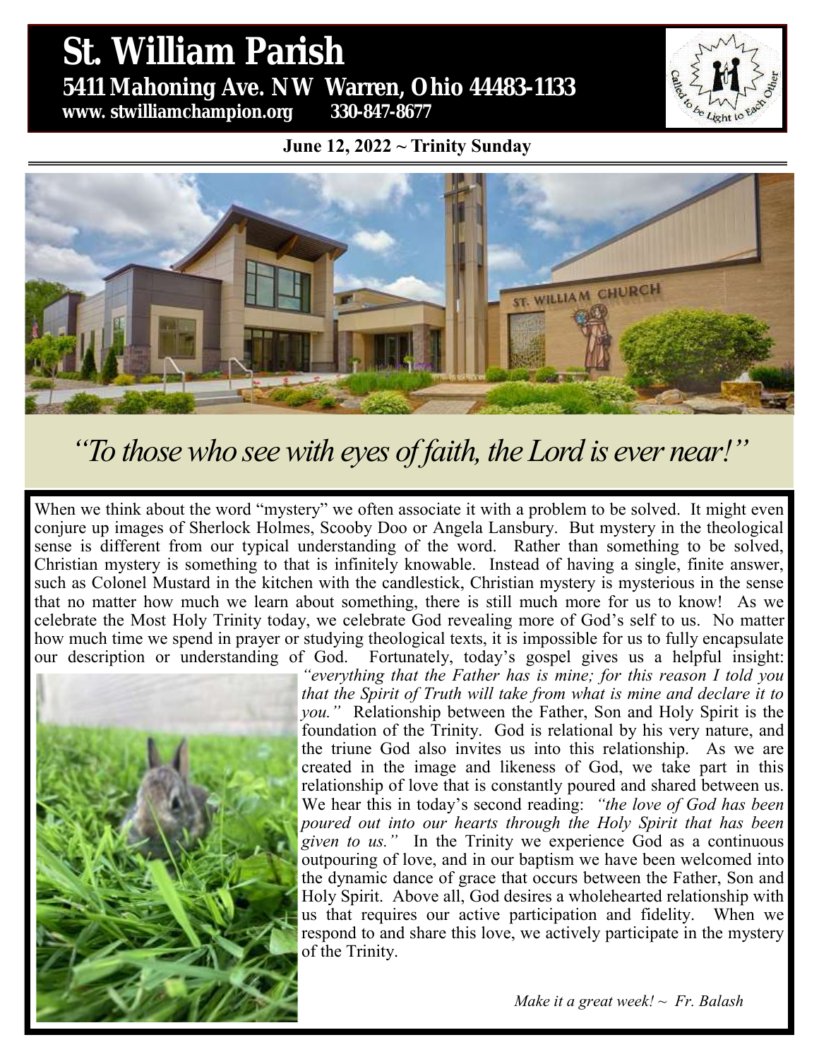# St. William Parish

**5411 Mahoning Ave. NW Warren, Ohio 44483-1133**

**www. stwilliamchampion.org 330-847-8677**

Called to be Light to Each Other

**June 12, 2022 ~ Trinity Sunday**

## *"To those who see with eyes of faith, the Lord is ever near!"*

When we think about the word "mystery" we often associate it with a problem to be solved. It might even conjure up images of Sherlock Holmes, Scooby Doo or Angela Lansbury. But mystery in the theological sense is different from our typical understanding of the word. Rather than something to be solved, Christian mystery is something to that is infinitely knowable. Instead of having a single, finite answer, such as Colonel Mustard in the kitchen with the candlestick, Christian mystery is mysterious in the sense that no matter how much we learn about something, there is still much more for us to know! As we celebrate the Most Holy Trinity today, we celebrate God revealing more of God's self to us. No matter how much time we spend in prayer or studying theological texts, it is impossible for us to fully encapsulate our description or understanding of God. Fortunately, today's gospel gives us a helpful insight: *"everything that the Father has is mine; for this reason I told you that the Spirit of Truth will take from what is mine and declare it to you."* Relationship between the Father, Son and Holy Spirit is the foundation of the Trinity. God is relational by his very nature, and the triune God also invites us into this relationship. As we are created in the image and likeness of God, we take part in this relationship of love that is constantly poured and shared between us. We hear this in today's second reading: *"the love of God has been poured out into our hearts through the Holy Spirit that has been given to us."* In the Trinity we experience God as a continuous outpouring of love, and in our baptism we have been welcomed into the dynamic dance of grace that occurs between the Father, Son and Holy Spirit. Above all, God desires a wholehearted relationship with us that requires our active participation and fidelity. When we respond to and share this love, we actively participate in the mystery of the Trinity.

*Make it a great week! ~ Fr. Balash*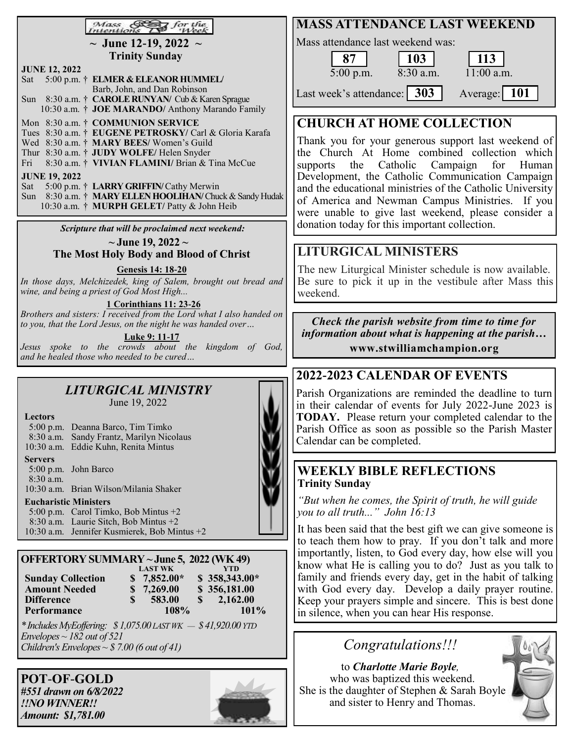## Mass Intentions for the Week

**~ June 12-19, 2022 ~**
**Trinity Sunday**

**JUNE 12, 2022**

Sat 5:00 p.m. † **ELMER & ELEANOR HUMMEL/** Barb, John, and Dan Robinson
Sun 8:30 a.m. † **CAROLE RUNYAN/** Cub & Karen Sprague
10:30 a.m. † **JOE MARANDO/** Anthony Marando Family

Mon 8:30 a.m. † **COMMUNION SERVICE**
Tues 8:30 a.m. † **EUGENE PETROSKY/** Carl & Gloria Karafa
Wed 8:30 a.m. † **MARY BEES/** Women's Guild
Thur 8:30 a.m. † **JUDY WOLFE/** Helen Snyder
Fri 8:30 a.m. † **VIVIAN FLAMINI/** Brian & Tina McCue

**JUNE 19, 2022**

Sat 5:00 p.m. † **LARRY GRIFFIN/** Cathy Merwin
Sun 8:30 a.m. † **MARY ELLEN HOOLIHAN/** Chuck & Sandy Hudak
10:30 a.m. † **MURPH GELET/** Patty & John Heib

***Scripture that will be proclaimed next weekend:***

**~ June 19, 2022 ~**
**The Most Holy Body and Blood of Christ**

**Genesis 14: 18-20**
*In those days, Melchizedek, king of Salem, brought out bread and wine, and being a priest of God Most High...*

**1 Corinthians 11: 23-26**
*Brothers and sisters: I received from the Lord what I also handed on to you, that the Lord Jesus, on the night he was handed over…*

**Luke 9: 11-17**
*Jesus spoke to the crowds about the kingdom of God, and he healed those who needed to be cured…*

## *LITURGICAL MINISTRY*

June 19, 2022

**Lectors**
5:00 p.m. Deanna Barco, Tim Timko
8:30 a.m. Sandy Frantz, Marilyn Nicolaus
10:30 a.m. Eddie Kuhn, Renita Mintus

**Servers**
5:00 p.m. John Barco
8:30 a.m.
10:30 a.m. Brian Wilson/Milania Shaker

**Eucharistic Ministers**
5:00 p.m. Carol Timko, Bob Mintus +2
8:30 a.m. Laurie Sitch, Bob Mintus +2
10:30 a.m. Jennifer Kusmierek, Bob Mintus +2

## OFFERTORY SUMMARY ~ June 5, 2022 (WK 49)

| | LAST WK | YTD |
|---|---|---|
| **Sunday Collection** | $ 7,852.00* | $ 358,343.00* |
| **Amount Needed** | $ 7,269.00 | $ 356,181.00 |
| **Difference** | $ 583.00 | $ 2,162.00 |
| **Performance** | 108% | 101% |

*\* Includes MyEoffering: $ 1,075.00 LAST WK — $ 41,920.00 YTD*
*Envelopes ~ 182 out of 521*
*Children's Envelopes ~ $ 7.00 (6 out of 41)*

## POT-OF-GOLD

***#551 drawn on 6/8/2022***
***!!NO WINNER!!***
***Amount: $1,781.00***

## MASS ATTENDANCE LAST WEEKEND

Mass attendance last weekend was:

| 5:00 p.m. | 8:30 a.m. | 11:00 a.m. |
|---|---|---|
| 87 | 103 | 113 |

Last week's attendance: **303** Average: **101**

## CHURCH AT HOME COLLECTION

Thank you for your generous support last weekend of the Church At Home combined collection which supports the Catholic Campaign for Human Development, the Catholic Communication Campaign and the educational ministries of the Catholic University of America and Newman Campus Ministries. If you were unable to give last weekend, please consider a donation today for this important collection.

## LITURGICAL MINISTERS

The new Liturgical Minister schedule is now available. Be sure to pick it up in the vestibule after Mass this weekend.

***Check the parish website from time to time for information about what is happening at the parish…***
**www.stwilliamchampion.org**

## 2022-2023 CALENDAR OF EVENTS

Parish Organizations are reminded the deadline to turn in their calendar of events for July 2022-June 2023 is **TODAY.** Please return your completed calendar to the Parish Office as soon as possible so the Parish Master Calendar can be completed.

## WEEKLY BIBLE REFLECTIONS

**Trinity Sunday**

*"But when he comes, the Spirit of truth, he will guide you to all truth..." John 16:13*

It has been said that the best gift we can give someone is to teach them how to pray. If you don't talk and more importantly, listen, to God every day, how else will you know what He is calling you to do? Just as you talk to family and friends every day, get in the habit of talking with God every day. Develop a daily prayer routine. Keep your prayers simple and sincere. This is best done in silence, when you can hear His response.

## *Congratulations!!!*

to ***Charlotte Marie Boyle,***
who was baptized this weekend.
She is the daughter of Stephen & Sarah Boyle
and sister to Henry and Thomas.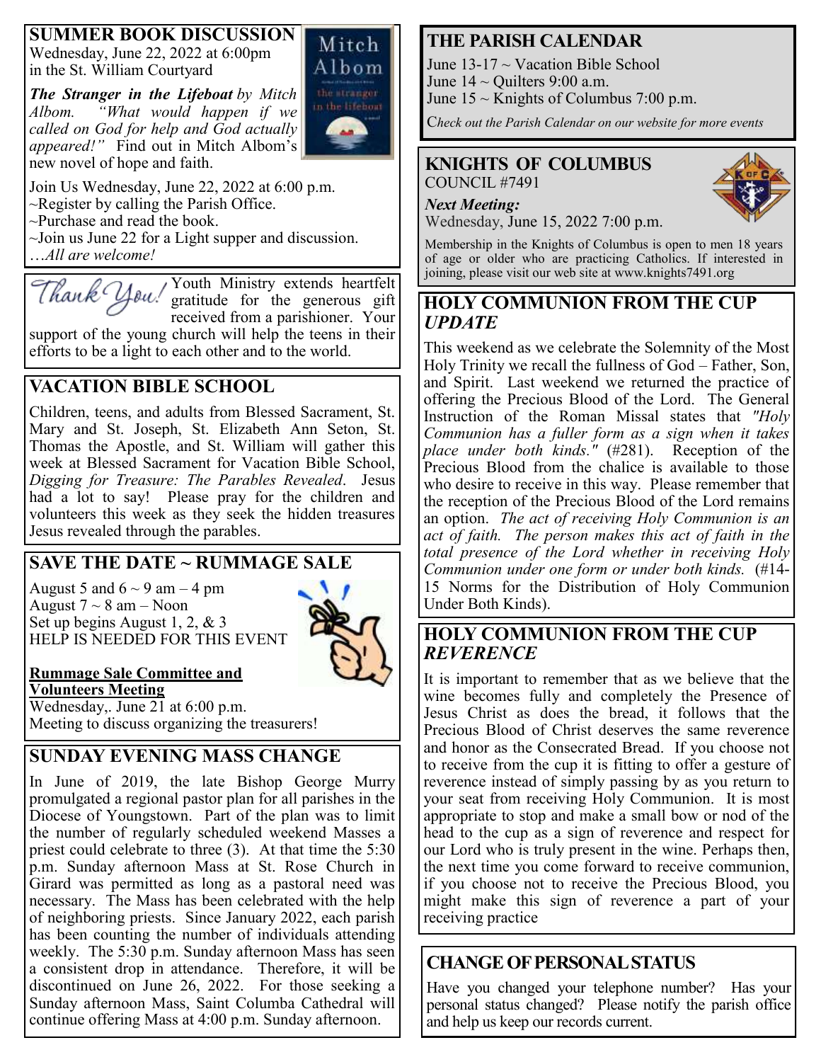## SUMMER BOOK DISCUSSION

Wednesday, June 22, 2022 at 6:00pm in the St. William Courtyard

***The Stranger in the Lifeboat*** *by Mitch Albom. "What would happen if we called on God for help and God actually appeared!"* Find out in Mitch Albom's new novel of hope and faith.

Join Us Wednesday, June 22, 2022 at 6:00 p.m.
~Register by calling the Parish Office.
~Purchase and read the book.
~Join us June 22 for a Light supper and discussion.
*…All are welcome!*

*Thank You!* Youth Ministry extends heartfelt gratitude for the generous gift received from a parishioner. Your support of the young church will help the teens in their efforts to be a light to each other and to the world.

## VACATION BIBLE SCHOOL

Children, teens, and adults from Blessed Sacrament, St. Mary and St. Joseph, St. Elizabeth Ann Seton, St. Thomas the Apostle, and St. William will gather this week at Blessed Sacrament for Vacation Bible School, *Digging for Treasure: The Parables Revealed*. Jesus had a lot to say! Please pray for the children and volunteers this week as they seek the hidden treasures Jesus revealed through the parables.

## SAVE THE DATE ~ RUMMAGE SALE

August 5 and 6 ~ 9 am – 4 pm
August 7 ~ 8 am – Noon
Set up begins August 1, 2, & 3
HELP IS NEEDED FOR THIS EVENT

**Rummage Sale Committee and Volunteers Meeting**
Wednesday,. June 21 at 6:00 p.m.
Meeting to discuss organizing the treasurers!

## SUNDAY EVENING MASS CHANGE

In June of 2019, the late Bishop George Murry promulgated a regional pastor plan for all parishes in the Diocese of Youngstown. Part of the plan was to limit the number of regularly scheduled weekend Masses a priest could celebrate to three (3). At that time the 5:30 p.m. Sunday afternoon Mass at St. Rose Church in Girard was permitted as long as a pastoral need was necessary. The Mass has been celebrated with the help of neighboring priests. Since January 2022, each parish has been counting the number of individuals attending weekly. The 5:30 p.m. Sunday afternoon Mass has seen a consistent drop in attendance. Therefore, it will be discontinued on June 26, 2022. For those seeking a Sunday afternoon Mass, Saint Columba Cathedral will continue offering Mass at 4:00 p.m. Sunday afternoon.

## THE PARISH CALENDAR

June 13-17 ~ Vacation Bible School
June 14 ~ Quilters 9:00 a.m.
June 15 ~ Knights of Columbus 7:00 p.m.

C*heck out the Parish Calendar on our website for more events*

## KNIGHTS OF COLUMBUS

COUNCIL #7491

***Next Meeting:***
Wednesday, June 15, 2022 7:00 p.m.

Membership in the Knights of Columbus is open to men 18 years of age or older who are practicing Catholics. If interested in joining, please visit our web site at www.knights7491.org

## HOLY COMMUNION FROM THE CUP *UPDATE*

This weekend as we celebrate the Solemnity of the Most Holy Trinity we recall the fullness of God – Father, Son, and Spirit. Last weekend we returned the practice of offering the Precious Blood of the Lord. The General Instruction of the Roman Missal states that *"Holy Communion has a fuller form as a sign when it takes place under both kinds."* (#281). Reception of the Precious Blood from the chalice is available to those who desire to receive in this way. Please remember that the reception of the Precious Blood of the Lord remains an option. *The act of receiving Holy Communion is an act of faith. The person makes this act of faith in the total presence of the Lord whether in receiving Holy Communion under one form or under both kinds.* (#14-15 Norms for the Distribution of Holy Communion Under Both Kinds).

## HOLY COMMUNION FROM THE CUP *REVERENCE*

It is important to remember that as we believe that the wine becomes fully and completely the Presence of Jesus Christ as does the bread, it follows that the Precious Blood of Christ deserves the same reverence and honor as the Consecrated Bread. If you choose not to receive from the cup it is fitting to offer a gesture of reverence instead of simply passing by as you return to your seat from receiving Holy Communion. It is most appropriate to stop and make a small bow or nod of the head to the cup as a sign of reverence and respect for our Lord who is truly present in the wine. Perhaps then, the next time you come forward to receive communion, if you choose not to receive the Precious Blood, you might make this sign of reverence a part of your receiving practice

## CHANGE OF PERSONAL STATUS

Have you changed your telephone number? Has your personal status changed? Please notify the parish office and help us keep our records current.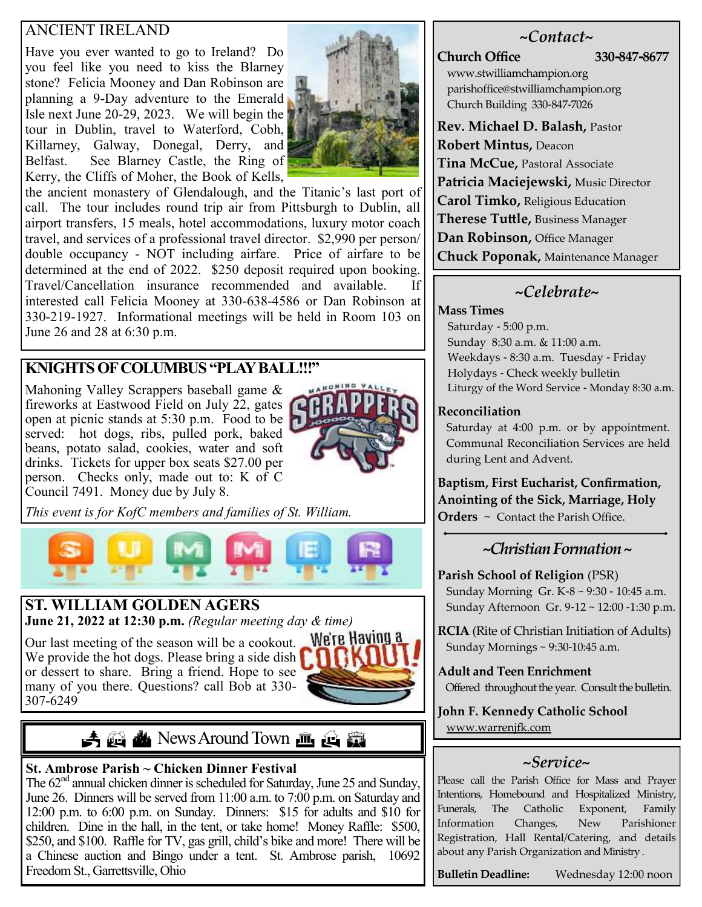## ANCIENT IRELAND

Have you ever wanted to go to Ireland? Do you feel like you need to kiss the Blarney stone? Felicia Mooney and Dan Robinson are planning a 9-Day adventure to the Emerald Isle next June 20-29, 2023. We will begin the tour in Dublin, travel to Waterford, Cobh, Killarney, Galway, Donegal, Derry, and Belfast. See Blarney Castle, the Ring of Kerry, the Cliffs of Moher, the Book of Kells, the ancient monastery of Glendalough, and the Titanic's last port of call. The tour includes round trip air from Pittsburgh to Dublin, all airport transfers, 15 meals, hotel accommodations, luxury motor coach travel, and services of a professional travel director. $2,990 per person/ double occupancy - NOT including airfare. Price of airfare to be determined at the end of 2022. $250 deposit required upon booking. Travel/Cancellation insurance recommended and available. If interested call Felicia Mooney at 330-638-4586 or Dan Robinson at 330-219-1927. Informational meetings will be held in Room 103 on June 26 and 28 at 6:30 p.m.

## KNIGHTS OF COLUMBUS "PLAY BALL!!!"

Mahoning Valley Scrappers baseball game & fireworks at Eastwood Field on July 22, gates open at picnic stands at 5:30 p.m. Food to be served: hot dogs, ribs, pulled pork, baked beans, potato salad, cookies, water and soft drinks. Tickets for upper box seats $27.00 per person. Checks only, made out to: K of C Council 7491. Money due by July 8.

*This event is for KofC members and families of St. William.*

SUMMER

## ST. WILLIAM GOLDEN AGERS

**June 21, 2022 at 12:30 p.m.** *(Regular meeting day & time)*

Our last meeting of the season will be a cookout. We provide the hot dogs. Please bring a side dish or dessert to share. Bring a friend. Hope to see many of you there. Questions? call Bob at 330-307-6249

We're Having a COOKOUT!

## News Around Town

**St. Ambrose Parish ~ Chicken Dinner Festival**

The 62nd annual chicken dinner is scheduled for Saturday, June 25 and Sunday, June 26. Dinners will be served from 11:00 a.m. to 7:00 p.m. on Saturday and 12:00 p.m. to 6:00 p.m. on Sunday. Dinners: $15 for adults and $10 for children. Dine in the hall, in the tent, or take home! Money Raffle: $500, $250, and $100. Raffle for TV, gas grill, child's bike and more! There will be a Chinese auction and Bingo under a tent. St. Ambrose parish, 10692 Freedom St., Garrettsville, Ohio

## ~Contact~

**Church Office** 330-847-8677

www.stwilliamchampion.org
parishoffice@stwilliamchampion.org
Church Building 330-847-7026

**Rev. Michael D. Balash,** Pastor
**Robert Mintus,** Deacon
**Tina McCue,** Pastoral Associate
**Patricia Maciejewski,** Music Director
**Carol Timko,** Religious Education
**Therese Tuttle,** Business Manager
**Dan Robinson,** Office Manager
**Chuck Poponak,** Maintenance Manager

## ~Celebrate~

**Mass Times**

Saturday - 5:00 p.m.
Sunday 8:30 a.m. & 11:00 a.m.
Weekdays - 8:30 a.m. Tuesday - Friday
Holydays - Check weekly bulletin
Liturgy of the Word Service - Monday 8:30 a.m.

**Reconciliation**

Saturday at 4:00 p.m. or by appointment. Communal Reconciliation Services are held during Lent and Advent.

**Baptism, First Eucharist, Confirmation, Anointing of the Sick, Marriage, Holy Orders** ~ Contact the Parish Office.

## ~Christian Formation~

**Parish School of Religion** (PSR)
Sunday Morning Gr. K-8 ~ 9:30 - 10:45 a.m.
Sunday Afternoon Gr. 9-12 ~ 12:00 -1:30 p.m.

**RCIA** (Rite of Christian Initiation of Adults)
Sunday Mornings ~ 9:30-10:45 a.m.

**Adult and Teen Enrichment**
Offered throughout the year. Consult the bulletin.

**John F. Kennedy Catholic School**
www.warrenjfk.com

## ~Service~

Please call the Parish Office for Mass and Prayer Intentions, Homebound and Hospitalized Ministry, Funerals, The Catholic Exponent, Family Information Changes, New Parishioner Registration, Hall Rental/Catering, and details about any Parish Organization and Ministry.

**Bulletin Deadline:** Wednesday 12:00 noon